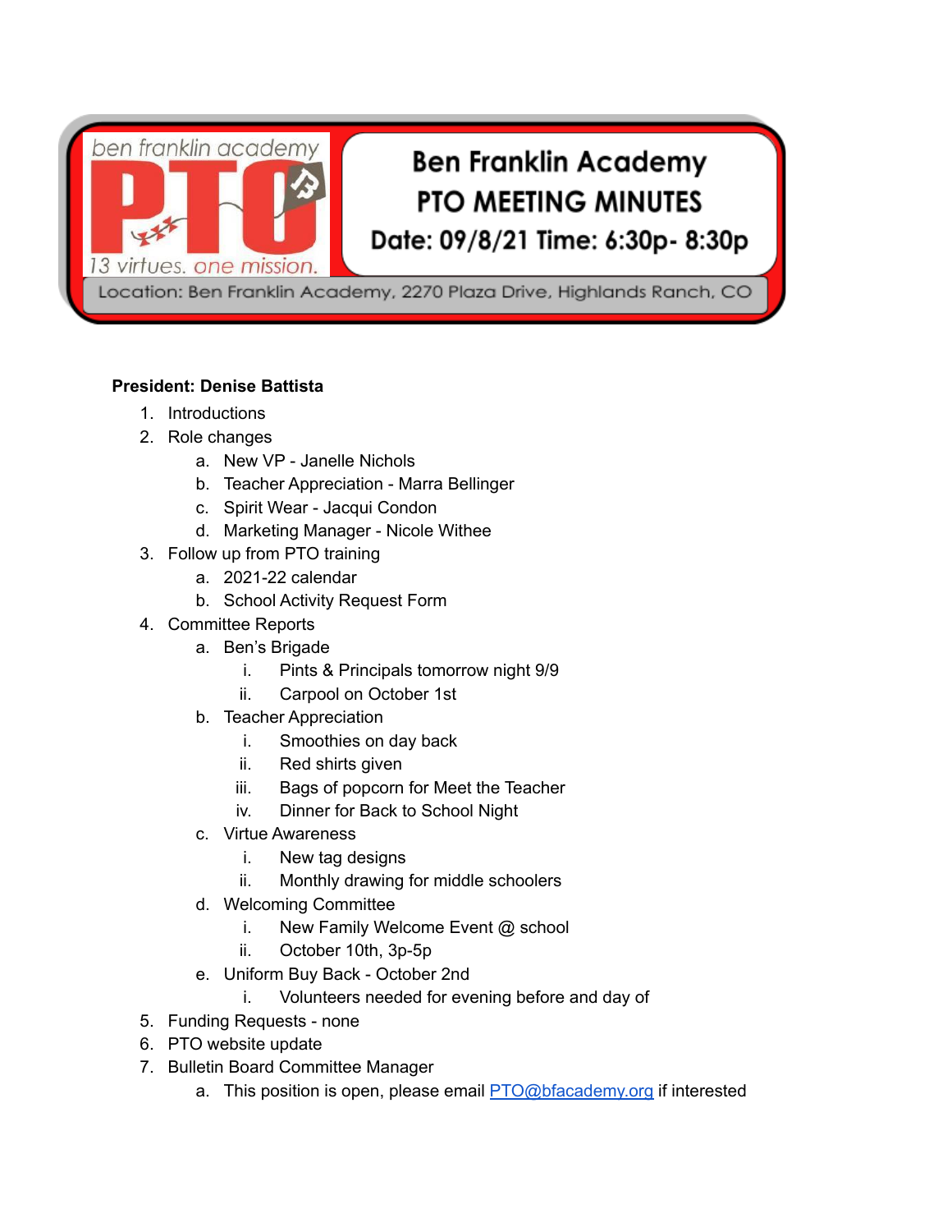ben franklin academy PTO
13 virtues. one mission.

# Ben Franklin Academy PTO MEETING MINUTES

**Date: 09/8/21 Time: 6:30p- 8:30p**

Location: Ben Franklin Academy, 2270 Plaza Drive, Highlands Ranch, CO

**President: Denise Battista**

1. Introductions
2. Role changes
   a. New VP - Janelle Nichols
   b. Teacher Appreciation - Marra Bellinger
   c. Spirit Wear - Jacqui Condon
   d. Marketing Manager - Nicole Withee
3. Follow up from PTO training
   a. 2021-22 calendar
   b. School Activity Request Form
4. Committee Reports
   a. Ben's Brigade
      i. Pints & Principals tomorrow night 9/9
      ii. Carpool on October 1st
   b. Teacher Appreciation
      i. Smoothies on day back
      ii. Red shirts given
      iii. Bags of popcorn for Meet the Teacher
      iv. Dinner for Back to School Night
   c. Virtue Awareness
      i. New tag designs
      ii. Monthly drawing for middle schoolers
   d. Welcoming Committee
      i. New Family Welcome Event @ school
      ii. October 10th, 3p-5p
   e. Uniform Buy Back - October 2nd
      i. Volunteers needed for evening before and day of
5. Funding Requests - none
6. PTO website update
7. Bulletin Board Committee Manager
   a. This position is open, please email PTO@bfacademy.org if interested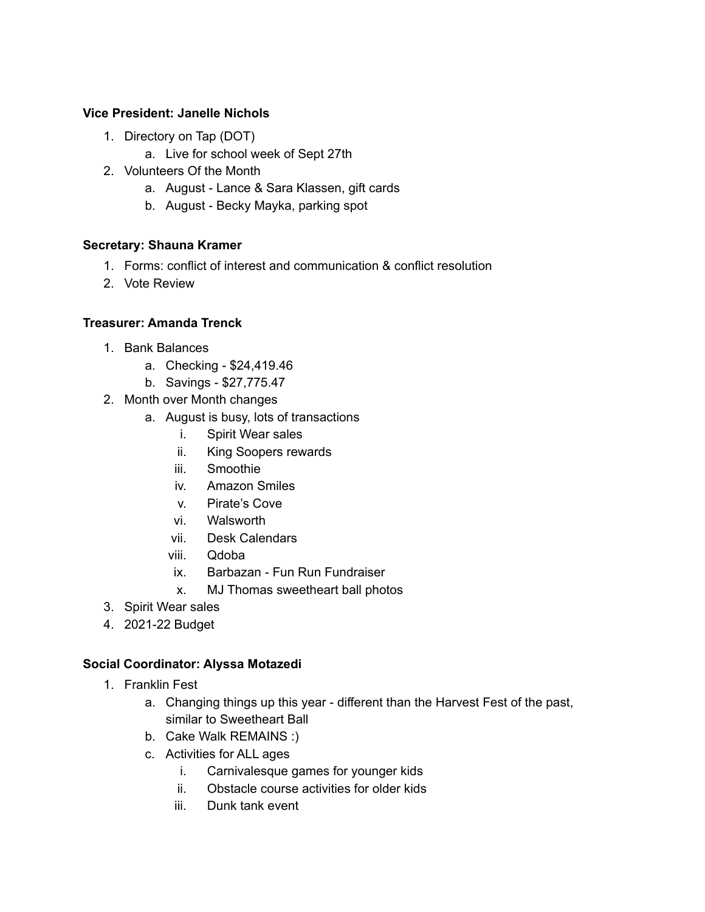**Vice President: Janelle Nichols**

1. Directory on Tap (DOT)
    a. Live for school week of Sept 27th
2. Volunteers Of the Month
    a. August - Lance & Sara Klassen, gift cards
    b. August - Becky Mayka, parking spot

**Secretary: Shauna Kramer**

1. Forms: conflict of interest and communication & conflict resolution
2. Vote Review

**Treasurer: Amanda Trenck**

1. Bank Balances
    a. Checking - $24,419.46
    b. Savings - $27,775.47
2. Month over Month changes
    a. August is busy, lots of transactions
        i. Spirit Wear sales
        ii. King Soopers rewards
        iii. Smoothie
        iv. Amazon Smiles
        v. Pirate's Cove
        vi. Walsworth
        vii. Desk Calendars
        viii. Qdoba
        ix. Barbazan - Fun Run Fundraiser
        x. MJ Thomas sweetheart ball photos
3. Spirit Wear sales
4. 2021-22 Budget

**Social Coordinator: Alyssa Motazedi**

1. Franklin Fest
    a. Changing things up this year - different than the Harvest Fest of the past, similar to Sweetheart Ball
    b. Cake Walk REMAINS :)
    c. Activities for ALL ages
        i. Carnivalesque games for younger kids
        ii. Obstacle course activities for older kids
        iii. Dunk tank event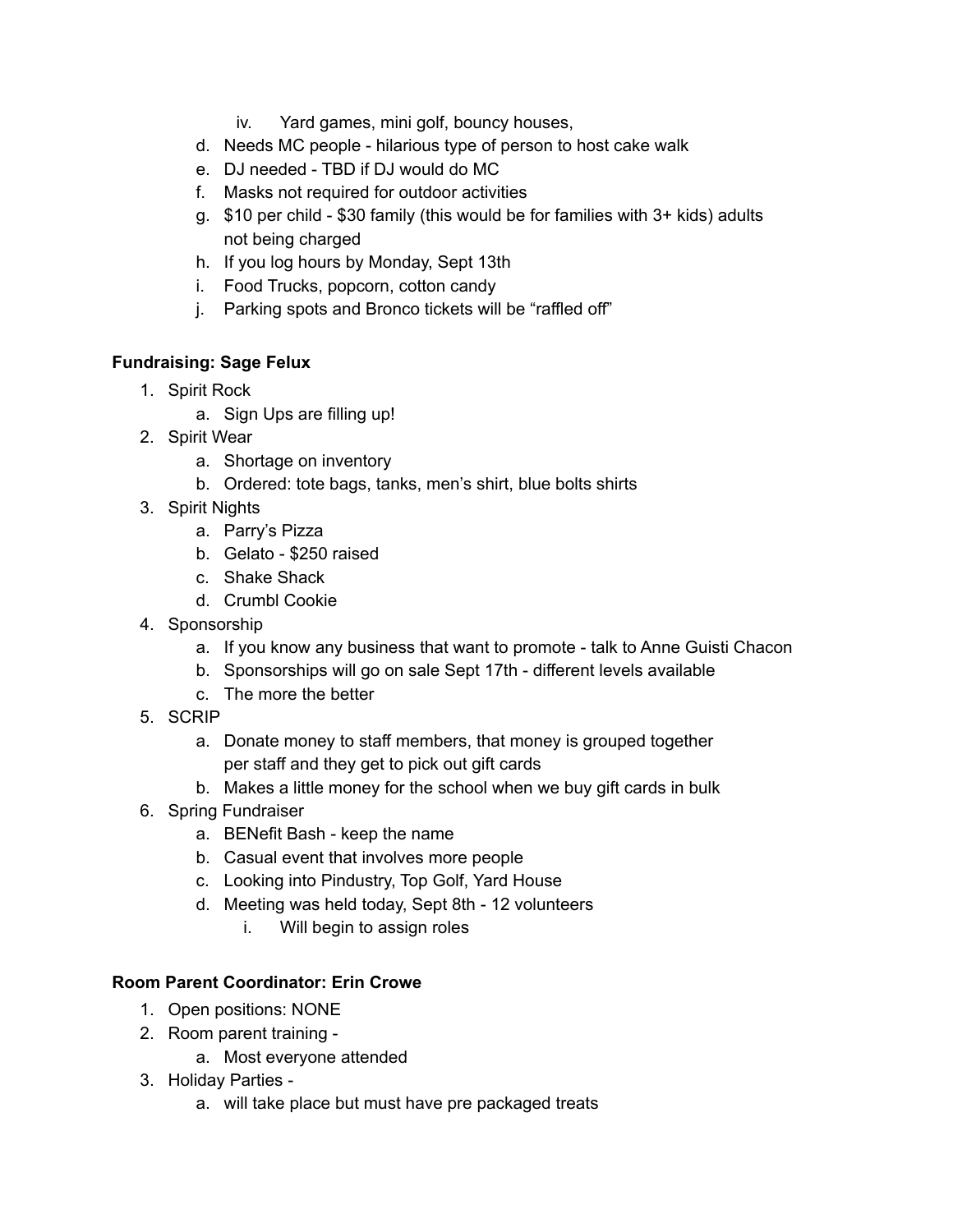iv. Yard games, mini golf, bouncy houses,

d. Needs MC people - hilarious type of person to host cake walk
e. DJ needed - TBD if DJ would do MC
f. Masks not required for outdoor activities
g. $10 per child - $30 family (this would be for families with 3+ kids) adults not being charged
h. If you log hours by Monday, Sept 13th
i. Food Trucks, popcorn, cotton candy
j. Parking spots and Bronco tickets will be "raffled off"

**Fundraising: Sage Felux**

1. Spirit Rock
   a. Sign Ups are filling up!
2. Spirit Wear
   a. Shortage on inventory
   b. Ordered: tote bags, tanks, men's shirt, blue bolts shirts
3. Spirit Nights
   a. Parry's Pizza
   b. Gelato - $250 raised
   c. Shake Shack
   d. Crumbl Cookie
4. Sponsorship
   a. If you know any business that want to promote - talk to Anne Guisti Chacon
   b. Sponsorships will go on sale Sept 17th - different levels available
   c. The more the better
5. SCRIP
   a. Donate money to staff members, that money is grouped together per staff and they get to pick out gift cards
   b. Makes a little money for the school when we buy gift cards in bulk
6. Spring Fundraiser
   a. BENefit Bash - keep the name
   b. Casual event that involves more people
   c. Looking into Pindustry, Top Golf, Yard House
   d. Meeting was held today, Sept 8th - 12 volunteers
      i. Will begin to assign roles

**Room Parent Coordinator: Erin Crowe**

1. Open positions: NONE
2. Room parent training -
   a. Most everyone attended
3. Holiday Parties -
   a. will take place but must have pre packaged treats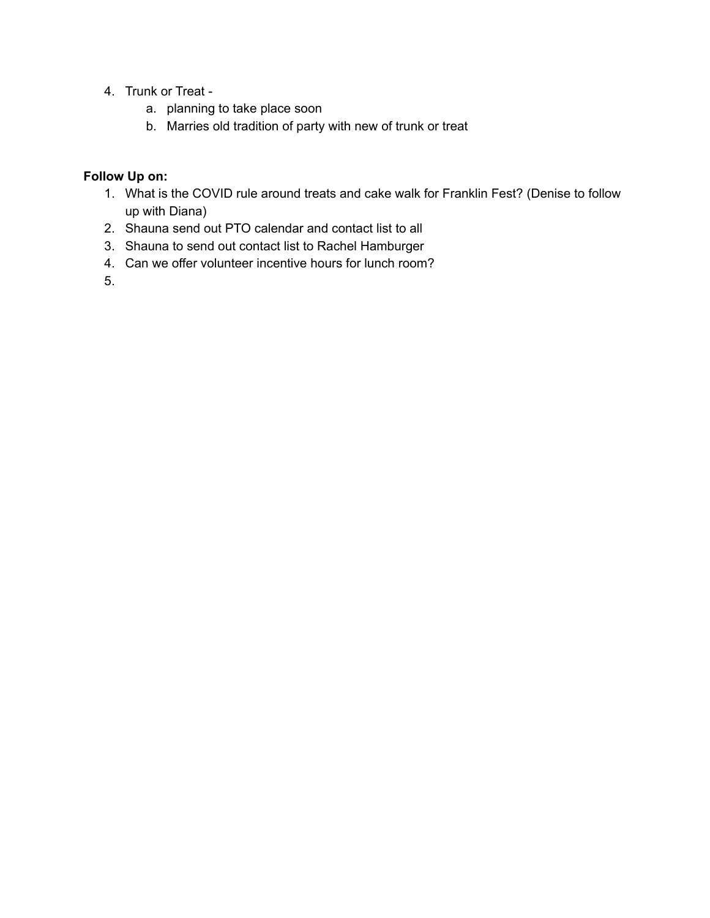4. Trunk or Treat -
    a. planning to take place soon
    b. Marries old tradition of party with new of trunk or treat

**Follow Up on:**

1. What is the COVID rule around treats and cake walk for Franklin Fest? (Denise to follow up with Diana)
2. Shauna send out PTO calendar and contact list to all
3. Shauna to send out contact list to Rachel Hamburger
4. Can we offer volunteer incentive hours for lunch room?
5.